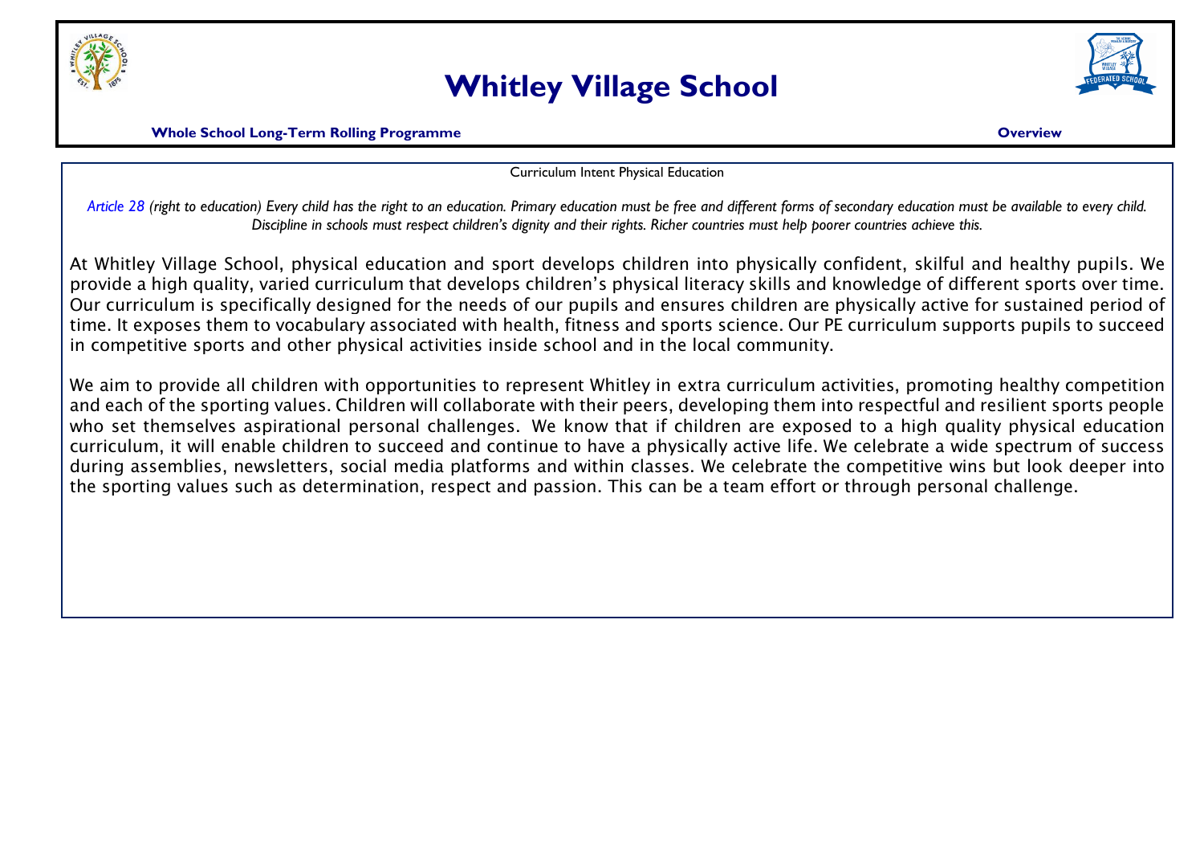# Whitley Village School

**Whole School Long-Term Rolling Programme** **Overview**

Curriculum Intent Physical Education

*Article 28 (right to education) Every child has the right to an education. Primary education must be free and different forms of secondary education must be available to every child. Discipline in schools must respect children's dignity and their rights. Richer countries must help poorer countries achieve this.*

At Whitley Village School, physical education and sport develops children into physically confident, skilful and healthy pupils. We provide a high quality, varied curriculum that develops children's physical literacy skills and knowledge of different sports over time. Our curriculum is specifically designed for the needs of our pupils and ensures children are physically active for sustained period of time. It exposes them to vocabulary associated with health, fitness and sports science. Our PE curriculum supports pupils to succeed in competitive sports and other physical activities inside school and in the local community.

We aim to provide all children with opportunities to represent Whitley in extra curriculum activities, promoting healthy competition and each of the sporting values. Children will collaborate with their peers, developing them into respectful and resilient sports people who set themselves aspirational personal challenges. We know that if children are exposed to a high quality physical education curriculum, it will enable children to succeed and continue to have a physically active life. We celebrate a wide spectrum of success during assemblies, newsletters, social media platforms and within classes. We celebrate the competitive wins but look deeper into the sporting values such as determination, respect and passion. This can be a team effort or through personal challenge.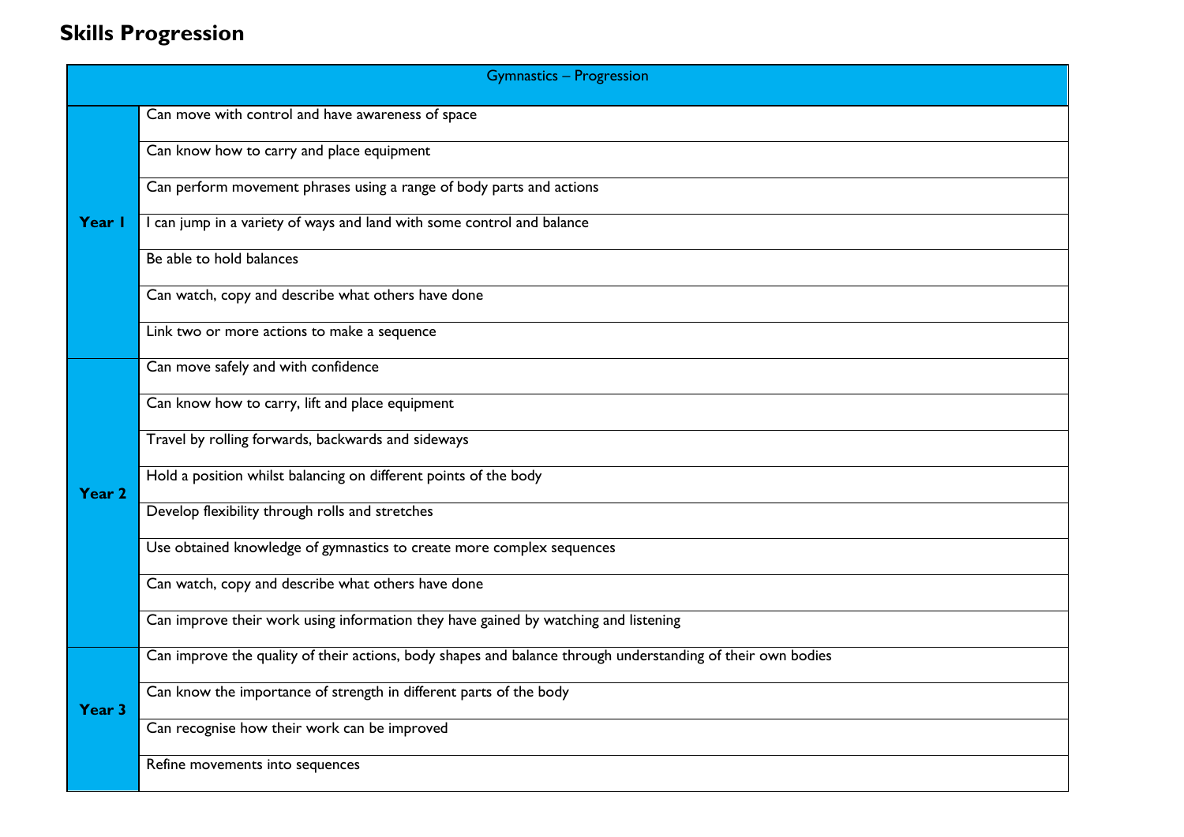## Skills Progression

| Gymnastics – Progression | |
|---|---|
| **Year 1** | Can move with control and have awareness of space |
| | Can know how to carry and place equipment |
| | Can perform movement phrases using a range of body parts and actions |
| | I can jump in a variety of ways and land with some control and balance |
| | Be able to hold balances |
| | Can watch, copy and describe what others have done |
| | Link two or more actions to make a sequence |
| **Year 2** | Can move safely and with confidence |
| | Can know how to carry, lift and place equipment |
| | Travel by rolling forwards, backwards and sideways |
| | Hold a position whilst balancing on different points of the body |
| | Develop flexibility through rolls and stretches |
| | Use obtained knowledge of gymnastics to create more complex sequences |
| | Can watch, copy and describe what others have done |
| | Can improve their work using information they have gained by watching and listening |
| **Year 3** | Can improve the quality of their actions, body shapes and balance through understanding of their own bodies |
| | Can know the importance of strength in different parts of the body |
| | Can recognise how their work can be improved |
| | Refine movements into sequences |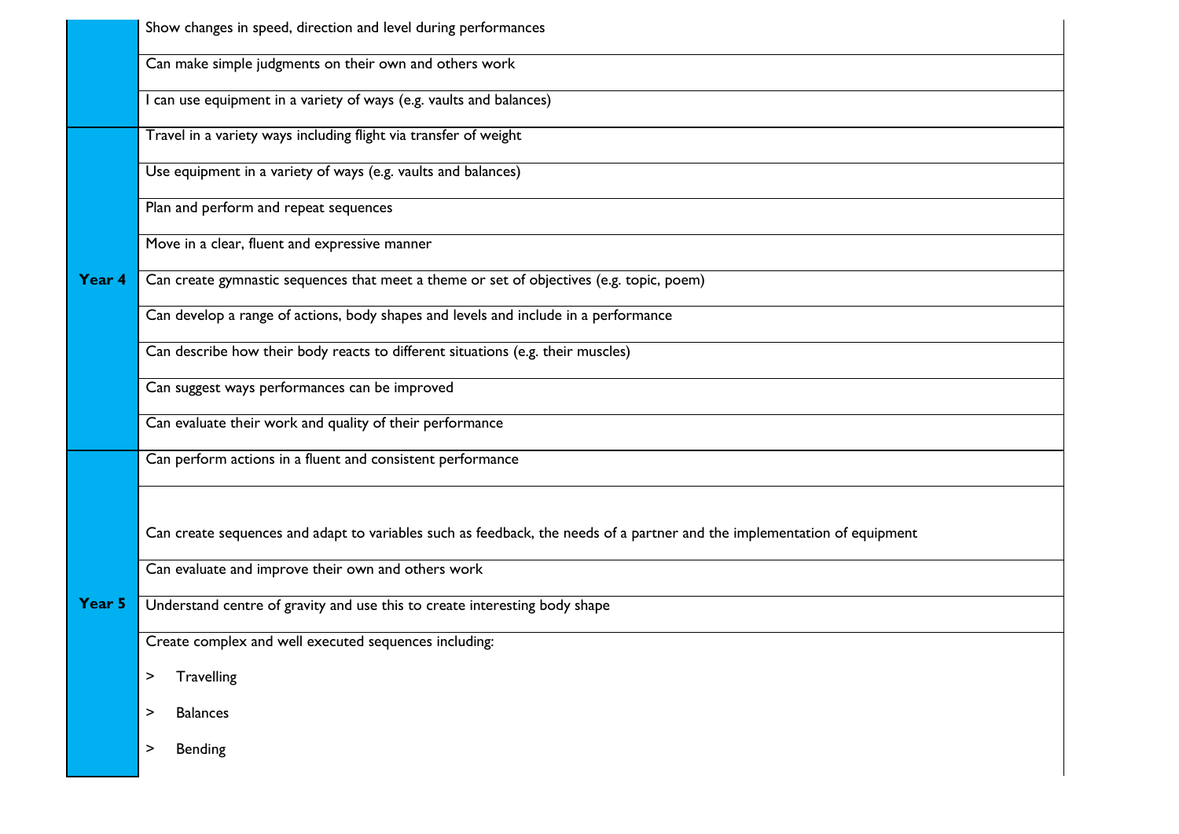| | |
|---|---|
| | Show changes in speed, direction and level during performances |
| | Can make simple judgments on their own and others work |
| | I can use equipment in a variety of ways (e.g. vaults and balances) |
| **Year 4** | Travel in a variety ways including flight via transfer of weight |
| | Use equipment in a variety of ways (e.g. vaults and balances) |
| | Plan and perform and repeat sequences |
| | Move in a clear, fluent and expressive manner |
| | Can create gymnastic sequences that meet a theme or set of objectives (e.g. topic, poem) |
| | Can develop a range of actions, body shapes and levels and include in a performance |
| | Can describe how their body reacts to different situations (e.g. their muscles) |
| | Can suggest ways performances can be improved |
| | Can evaluate their work and quality of their performance |
| **Year 5** | Can perform actions in a fluent and consistent performance |
| | Can create sequences and adapt to variables such as feedback, the needs of a partner and the implementation of equipment |
| | Can evaluate and improve their own and others work |
| | Understand centre of gravity and use this to create interesting body shape |
| | Create complex and well executed sequences including:<br>> Travelling<br>> Balances<br>> Bending |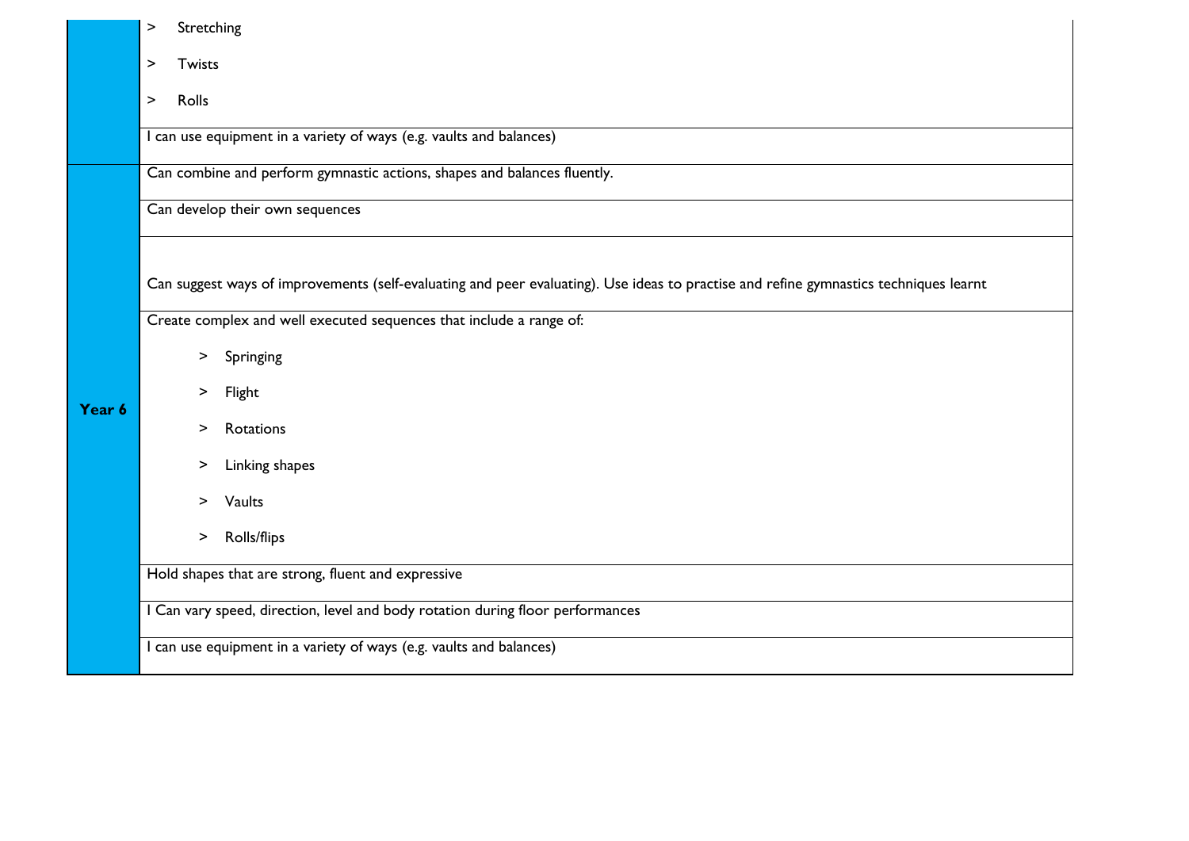|  |  |
|---|---|
|  | > Stretching<br><br>> Twists<br><br>> Rolls |
|  | I can use equipment in a variety of ways (e.g. vaults and balances) |
| **Year 6** | Can combine and perform gymnastic actions, shapes and balances fluently. |
|  | Can develop their own sequences |
|  | Can suggest ways of improvements (self-evaluating and peer evaluating). Use ideas to practise and refine gymnastics techniques learnt |
|  | Create complex and well executed sequences that include a range of:<br><br>> Springing<br><br>> Flight<br><br>> Rotations<br><br>> Linking shapes<br><br>> Vaults<br><br>> Rolls/flips |
|  | Hold shapes that are strong, fluent and expressive |
|  | I Can vary speed, direction, level and body rotation during floor performances |
|  | I can use equipment in a variety of ways (e.g. vaults and balances) |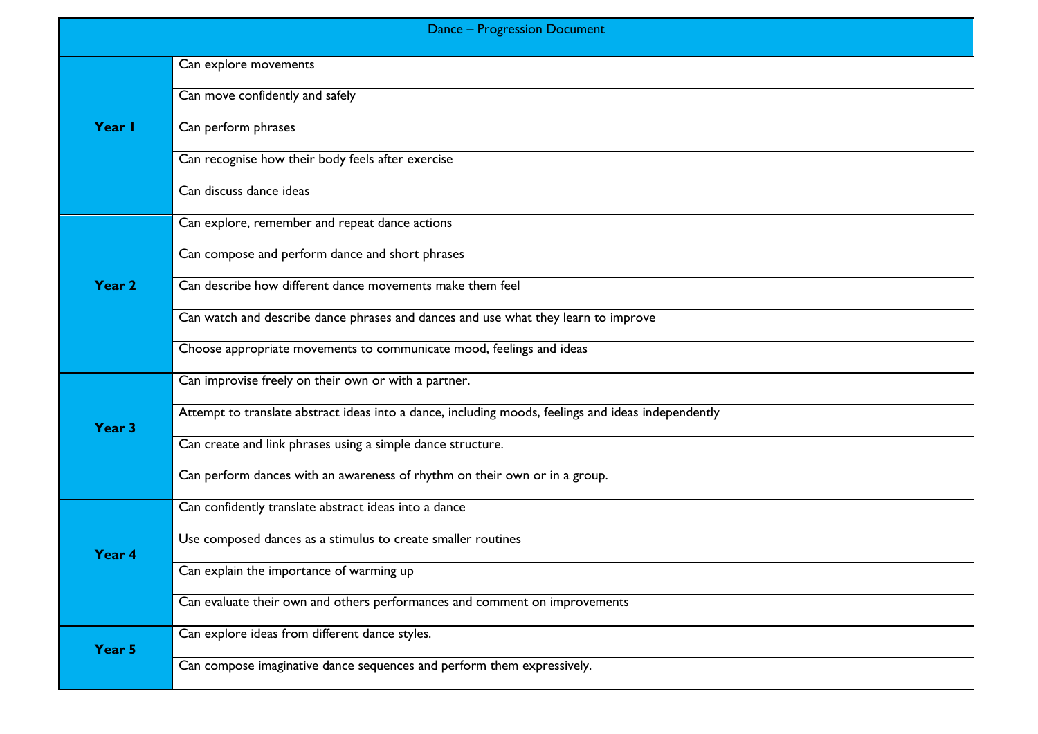| Dance – Progression Document | |
|---|---|
| **Year 1** | Can explore movements |
| | Can move confidently and safely |
| | Can perform phrases |
| | Can recognise how their body feels after exercise |
| | Can discuss dance ideas |
| **Year 2** | Can explore, remember and repeat dance actions |
| | Can compose and perform dance and short phrases |
| | Can describe how different dance movements make them feel |
| | Can watch and describe dance phrases and dances and use what they learn to improve |
| | Choose appropriate movements to communicate mood, feelings and ideas |
| **Year 3** | Can improvise freely on their own or with a partner. |
| | Attempt to translate abstract ideas into a dance, including moods, feelings and ideas independently |
| | Can create and link phrases using a simple dance structure. |
| | Can perform dances with an awareness of rhythm on their own or in a group. |
| **Year 4** | Can confidently translate abstract ideas into a dance |
| | Use composed dances as a stimulus to create smaller routines |
| | Can explain the importance of warming up |
| | Can evaluate their own and others performances and comment on improvements |
| **Year 5** | Can explore ideas from different dance styles. |
| | Can compose imaginative dance sequences and perform them expressively. |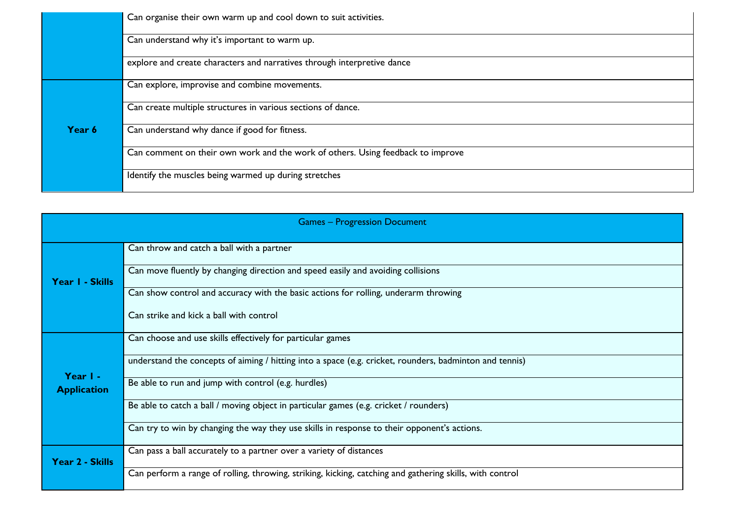| | |
|---|---|
| | Can organise their own warm up and cool down to suit activities. |
| | Can understand why it's important to warm up. |
| | explore and create characters and narratives through interpretive dance |
| **Year 6** | Can explore, improvise and combine movements. |
| | Can create multiple structures in various sections of dance. |
| | Can understand why dance if good for fitness. |
| | Can comment on their own work and the work of others. Using feedback to improve |
| | Identify the muscles being warmed up during stretches |

| Games – Progression Document | |
|---|---|
| **Year 1 - Skills** | Can throw and catch a ball with a partner |
| | Can move fluently by changing direction and speed easily and avoiding collisions |
| | Can show control and accuracy with the basic actions for rolling, underarm throwing<br><br>Can strike and kick a ball with control |
| **Year 1 - Application** | Can choose and use skills effectively for particular games |
| | understand the concepts of aiming / hitting into a space (e.g. cricket, rounders, badminton and tennis) |
| | Be able to run and jump with control (e.g. hurdles) |
| | Be able to catch a ball / moving object in particular games (e.g. cricket / rounders) |
| | Can try to win by changing the way they use skills in response to their opponent's actions. |
| **Year 2 - Skills** | Can pass a ball accurately to a partner over a variety of distances |
| | Can perform a range of rolling, throwing, striking, kicking, catching and gathering skills, with control |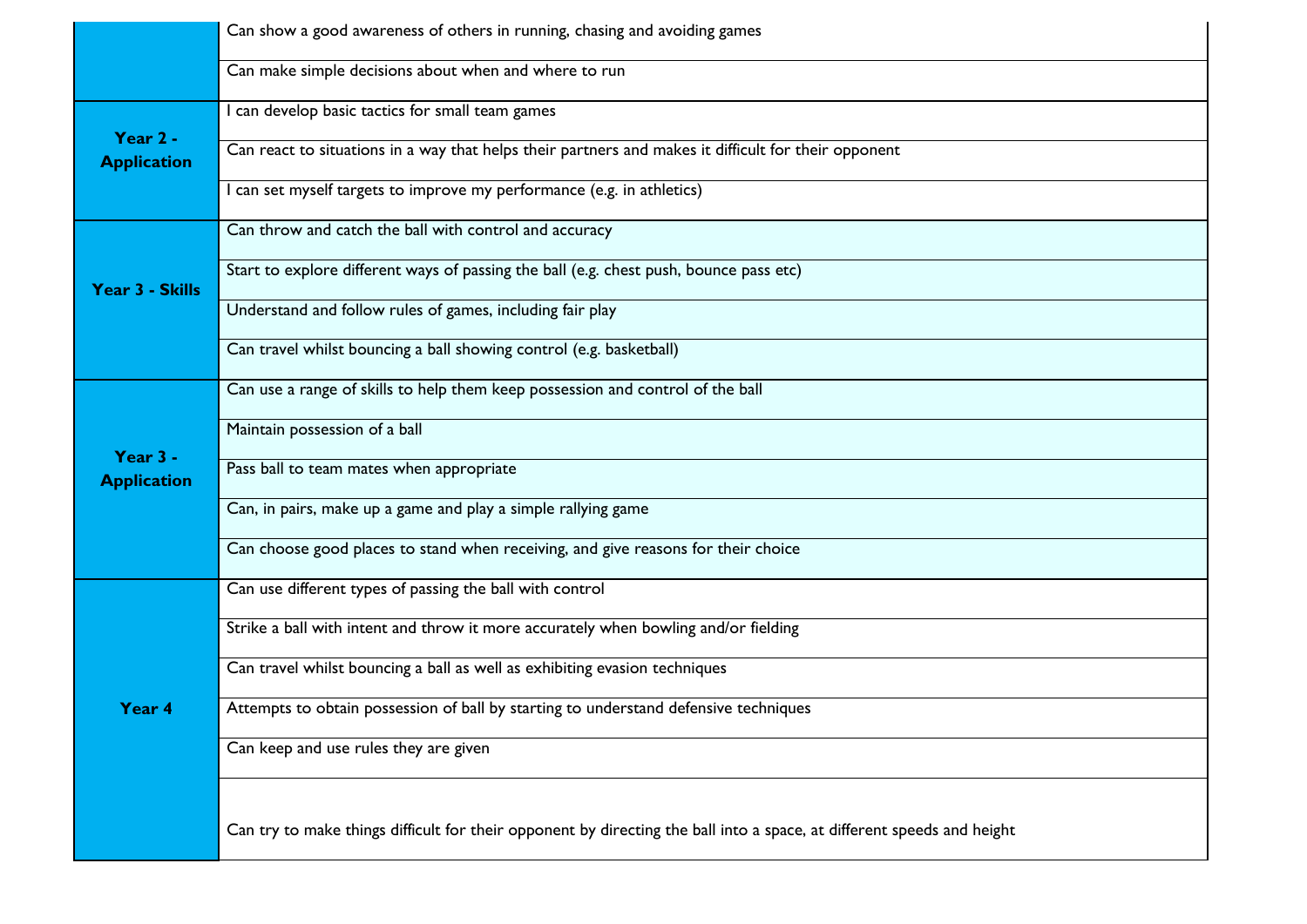| | |
|---|---|
| | Can show a good awareness of others in running, chasing and avoiding games |
| | Can make simple decisions about when and where to run |
| **Year 2 - Application** | I can develop basic tactics for small team games |
| | Can react to situations in a way that helps their partners and makes it difficult for their opponent |
| | I can set myself targets to improve my performance (e.g. in athletics) |
| **Year 3 - Skills** | Can throw and catch the ball with control and accuracy |
| | Start to explore different ways of passing the ball (e.g. chest push, bounce pass etc) |
| | Understand and follow rules of games, including fair play |
| | Can travel whilst bouncing a ball showing control (e.g. basketball) |
| **Year 3 - Application** | Can use a range of skills to help them keep possession and control of the ball |
| | Maintain possession of a ball |
| | Pass ball to team mates when appropriate |
| | Can, in pairs, make up a game and play a simple rallying game |
| | Can choose good places to stand when receiving, and give reasons for their choice |
| **Year 4** | Can use different types of passing the ball with control |
| | Strike a ball with intent and throw it more accurately when bowling and/or fielding |
| | Can travel whilst bouncing a ball as well as exhibiting evasion techniques |
| | Attempts to obtain possession of ball by starting to understand defensive techniques |
| | Can keep and use rules they are given |
| | Can try to make things difficult for their opponent by directing the ball into a space, at different speeds and height |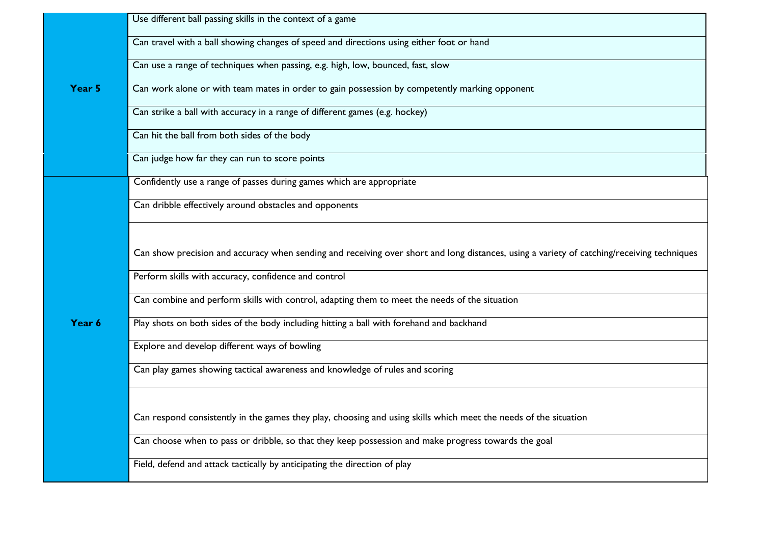| | |
|---|---|
| **Year 5** | Use different ball passing skills in the context of a game |
| | Can travel with a ball showing changes of speed and directions using either foot or hand |
| | Can use a range of techniques when passing, e.g. high, low, bounced, fast, slow |
| | Can work alone or with team mates in order to gain possession by competently marking opponent |
| | Can strike a ball with accuracy in a range of different games (e.g. hockey) |
| | Can hit the ball from both sides of the body |
| | Can judge how far they can run to score points |
| **Year 6** | Confidently use a range of passes during games which are appropriate |
| | Can dribble effectively around obstacles and opponents |
| | Can show precision and accuracy when sending and receiving over short and long distances, using a variety of catching/receiving techniques |
| | Perform skills with accuracy, confidence and control |
| | Can combine and perform skills with control, adapting them to meet the needs of the situation |
| | Play shots on both sides of the body including hitting a ball with forehand and backhand |
| | Explore and develop different ways of bowling |
| | Can play games showing tactical awareness and knowledge of rules and scoring |
| | Can respond consistently in the games they play, choosing and using skills which meet the needs of the situation |
| | Can choose when to pass or dribble, so that they keep possession and make progress towards the goal |
| | Field, defend and attack tactically by anticipating the direction of play |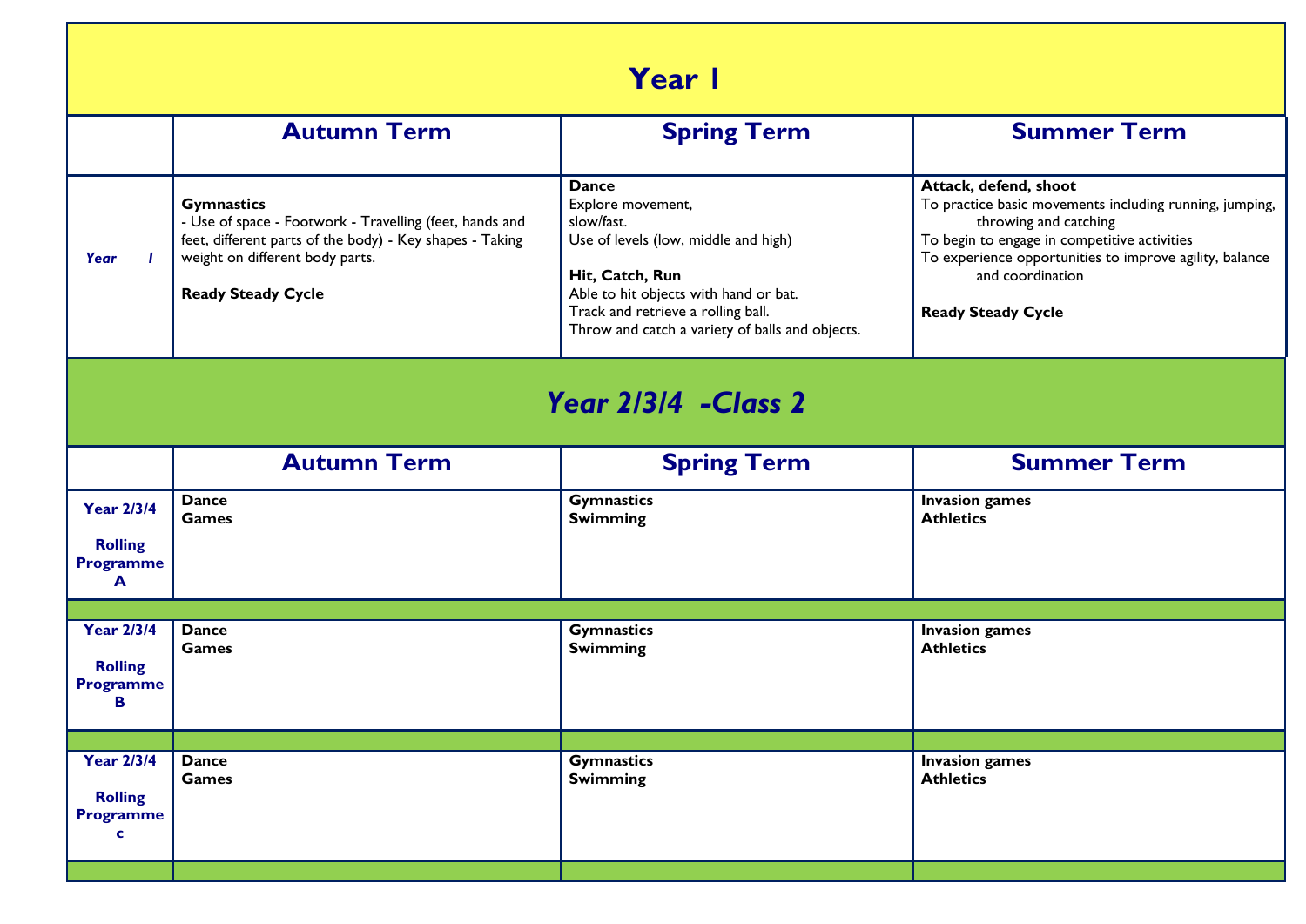# Year 1

| | Autumn Term | Spring Term | Summer Term |
|---|---|---|---|
| *Year 1* | **Gymnastics**<br>- Use of space - Footwork - Travelling (feet, hands and feet, different parts of the body) - Key shapes - Taking weight on different body parts.<br><br>**Ready Steady Cycle** | **Dance**<br>Explore movement,<br>slow/fast.<br>Use of levels (low, middle and high)<br><br>**Hit, Catch, Run**<br>Able to hit objects with hand or bat.<br>Track and retrieve a rolling ball.<br>Throw and catch a variety of balls and objects. | **Attack, defend, shoot**<br>To practice basic movements including running, jumping, throwing and catching<br>To begin to engage in competitive activities<br>To experience opportunities to improve agility, balance and coordination<br><br>**Ready Steady Cycle** |

# *Year 2/3/4 -Class 2*

| | Autumn Term | Spring Term | Summer Term |
|---|---|---|---|
| **Year 2/3/4**<br><br>**Rolling Programme A** | **Dance**<br>**Games** | **Gymnastics**<br>**Swimming** | **Invasion games**<br>**Athletics** |
| **Year 2/3/4**<br><br>**Rolling Programme B** | **Dance**<br>**Games** | **Gymnastics**<br>**Swimming** | **Invasion games**<br>**Athletics** |
| **Year 2/3/4**<br><br>**Rolling Programme c** | **Dance**<br>**Games** | **Gymnastics**<br>**Swimming** | **Invasion games**<br>**Athletics** |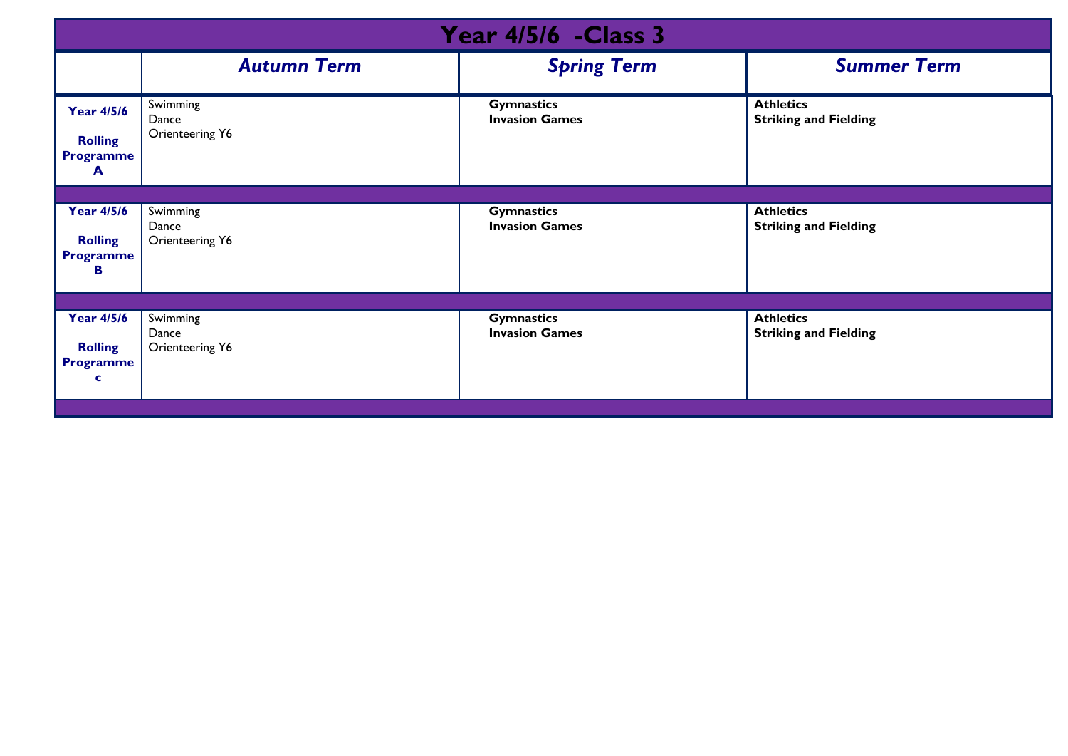# Year 4/5/6 -Class 3

| | *Autumn Term* | *Spring Term* | *Summer Term* |
|---|---|---|---|
| **Year 4/5/6 Rolling Programme A** | Swimming<br>Dance<br>Orienteering Y6 | **Gymnastics**<br>**Invasion Games** | **Athletics**<br>**Striking and Fielding** |
| **Year 4/5/6 Rolling Programme B** | Swimming<br>Dance<br>Orienteering Y6 | **Gymnastics**<br>**Invasion Games** | **Athletics**<br>**Striking and Fielding** |
| **Year 4/5/6 Rolling Programme c** | Swimming<br>Dance<br>Orienteering Y6 | **Gymnastics**<br>**Invasion Games** | **Athletics**<br>**Striking and Fielding** |